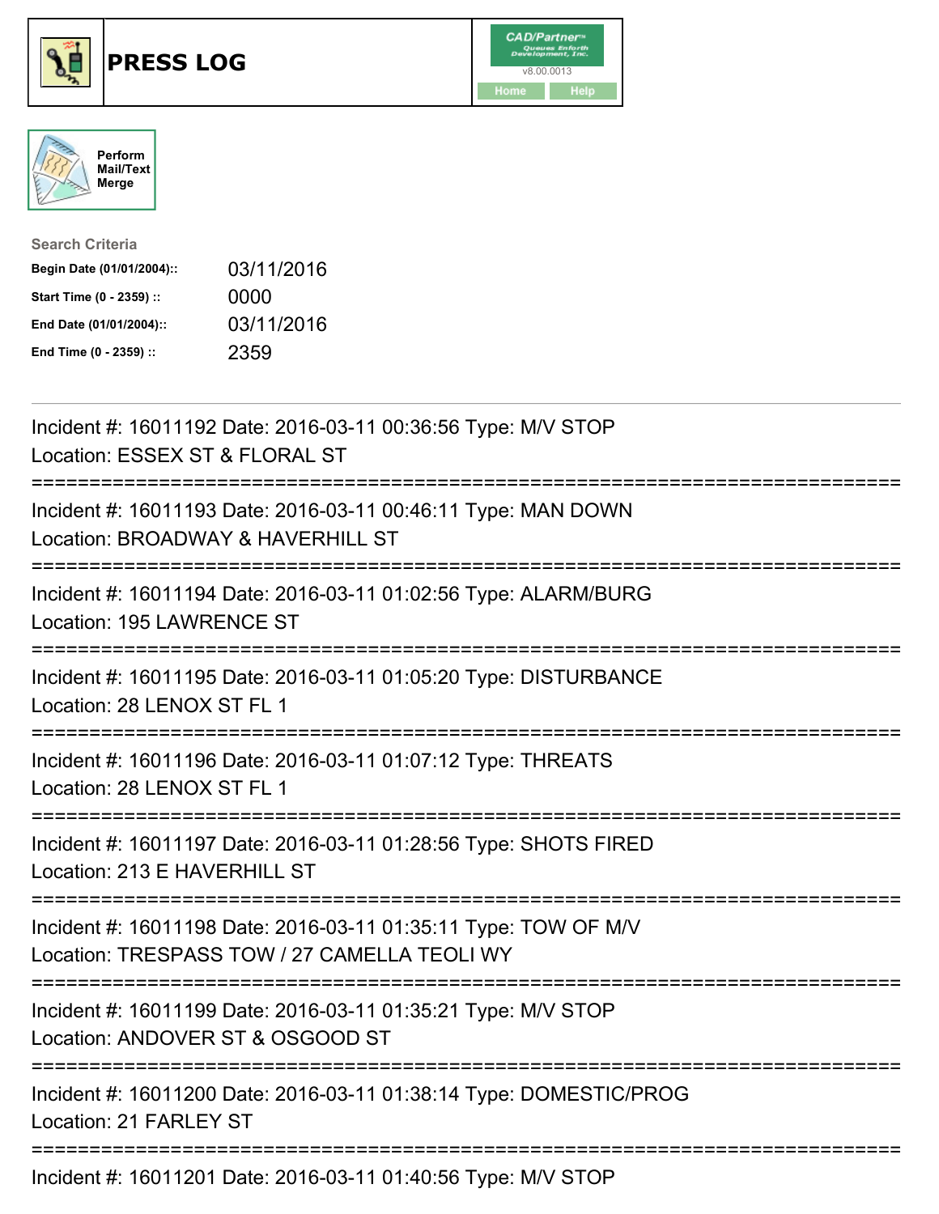# PRESS LOG

Perform Mail/Text Merge

**Search Criteria**

| | |
|---|---|
| **Begin Date (01/01/2004)::** | 03/11/2016 |
| **Start Time (0 - 2359) ::** | 0000 |
| **End Date (01/01/2004)::** | 03/11/2016 |
| **End Time (0 - 2359) ::** | 2359 |

Incident #: 16011192 Date: 2016-03-11 00:36:56 Type: M/V STOP
Location: ESSEX ST & FLORAL ST

===========================================================================

Incident #: 16011193 Date: 2016-03-11 00:46:11 Type: MAN DOWN
Location: BROADWAY & HAVERHILL ST

===========================================================================

Incident #: 16011194 Date: 2016-03-11 01:02:56 Type: ALARM/BURG
Location: 195 LAWRENCE ST

===========================================================================

Incident #: 16011195 Date: 2016-03-11 01:05:20 Type: DISTURBANCE
Location: 28 LENOX ST FL 1

===========================================================================

Incident #: 16011196 Date: 2016-03-11 01:07:12 Type: THREATS
Location: 28 LENOX ST FL 1

===========================================================================

Incident #: 16011197 Date: 2016-03-11 01:28:56 Type: SHOTS FIRED
Location: 213 E HAVERHILL ST

===========================================================================

Incident #: 16011198 Date: 2016-03-11 01:35:11 Type: TOW OF M/V
Location: TRESPASS TOW / 27 CAMELLA TEOLI WY

===========================================================================

Incident #: 16011199 Date: 2016-03-11 01:35:21 Type: M/V STOP
Location: ANDOVER ST & OSGOOD ST

===========================================================================

Incident #: 16011200 Date: 2016-03-11 01:38:14 Type: DOMESTIC/PROG
Location: 21 FARLEY ST

===========================================================================

Incident #: 16011201 Date: 2016-03-11 01:40:56 Type: M/V STOP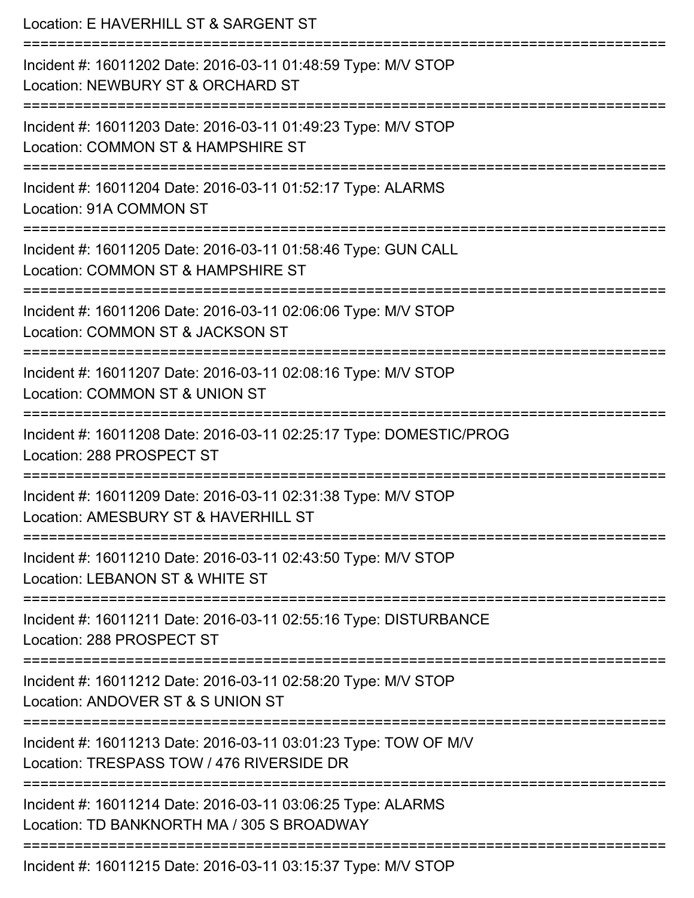Location: E HAVERHILL ST & SARGENT ST

===========================================================================

Incident #: 16011202 Date: 2016-03-11 01:48:59 Type: M/V STOP
Location: NEWBURY ST & ORCHARD ST

===========================================================================

Incident #: 16011203 Date: 2016-03-11 01:49:23 Type: M/V STOP
Location: COMMON ST & HAMPSHIRE ST

===========================================================================

Incident #: 16011204 Date: 2016-03-11 01:52:17 Type: ALARMS
Location: 91A COMMON ST

===========================================================================

Incident #: 16011205 Date: 2016-03-11 01:58:46 Type: GUN CALL
Location: COMMON ST & HAMPSHIRE ST

===========================================================================

Incident #: 16011206 Date: 2016-03-11 02:06:06 Type: M/V STOP
Location: COMMON ST & JACKSON ST

===========================================================================

Incident #: 16011207 Date: 2016-03-11 02:08:16 Type: M/V STOP
Location: COMMON ST & UNION ST

===========================================================================

Incident #: 16011208 Date: 2016-03-11 02:25:17 Type: DOMESTIC/PROG
Location: 288 PROSPECT ST

===========================================================================

Incident #: 16011209 Date: 2016-03-11 02:31:38 Type: M/V STOP
Location: AMESBURY ST & HAVERHILL ST

===========================================================================

Incident #: 16011210 Date: 2016-03-11 02:43:50 Type: M/V STOP
Location: LEBANON ST & WHITE ST

===========================================================================

Incident #: 16011211 Date: 2016-03-11 02:55:16 Type: DISTURBANCE
Location: 288 PROSPECT ST

===========================================================================

Incident #: 16011212 Date: 2016-03-11 02:58:20 Type: M/V STOP
Location: ANDOVER ST & S UNION ST

===========================================================================

Incident #: 16011213 Date: 2016-03-11 03:01:23 Type: TOW OF M/V
Location: TRESPASS TOW / 476 RIVERSIDE DR

===========================================================================

Incident #: 16011214 Date: 2016-03-11 03:06:25 Type: ALARMS
Location: TD BANKNORTH MA / 305 S BROADWAY

===========================================================================

Incident #: 16011215 Date: 2016-03-11 03:15:37 Type: M/V STOP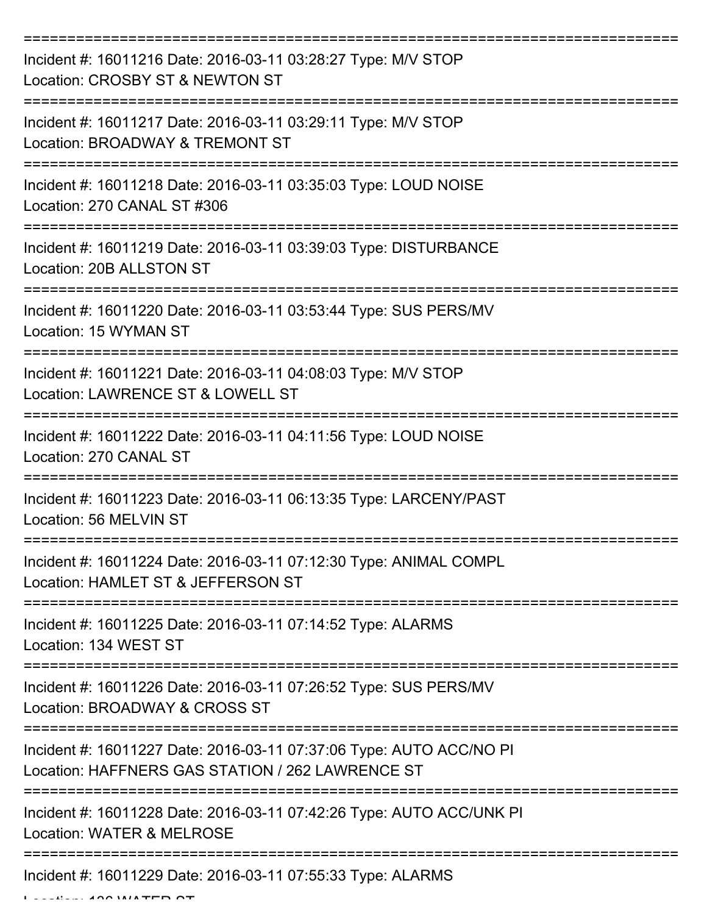---

Incident #: 16011216 Date: 2016-03-11 03:28:27 Type: M/V STOP
Location: CROSBY ST & NEWTON ST

---

Incident #: 16011217 Date: 2016-03-11 03:29:11 Type: M/V STOP
Location: BROADWAY & TREMONT ST

---

Incident #: 16011218 Date: 2016-03-11 03:35:03 Type: LOUD NOISE
Location: 270 CANAL ST #306

---

Incident #: 16011219 Date: 2016-03-11 03:39:03 Type: DISTURBANCE
Location: 20B ALLSTON ST

---

Incident #: 16011220 Date: 2016-03-11 03:53:44 Type: SUS PERS/MV
Location: 15 WYMAN ST

---

Incident #: 16011221 Date: 2016-03-11 04:08:03 Type: M/V STOP
Location: LAWRENCE ST & LOWELL ST

---

Incident #: 16011222 Date: 2016-03-11 04:11:56 Type: LOUD NOISE
Location: 270 CANAL ST

---

Incident #: 16011223 Date: 2016-03-11 06:13:35 Type: LARCENY/PAST
Location: 56 MELVIN ST

---

Incident #: 16011224 Date: 2016-03-11 07:12:30 Type: ANIMAL COMPL
Location: HAMLET ST & JEFFERSON ST

---

Incident #: 16011225 Date: 2016-03-11 07:14:52 Type: ALARMS
Location: 134 WEST ST

---

Incident #: 16011226 Date: 2016-03-11 07:26:52 Type: SUS PERS/MV
Location: BROADWAY & CROSS ST

---

Incident #: 16011227 Date: 2016-03-11 07:37:06 Type: AUTO ACC/NO PI
Location: HAFFNERS GAS STATION / 262 LAWRENCE ST

---

Incident #: 16011228 Date: 2016-03-11 07:42:26 Type: AUTO ACC/UNK PI
Location: WATER & MELROSE

---

Incident #: 16011229 Date: 2016-03-11 07:55:33 Type: ALARMS
Location: 136 WATER ST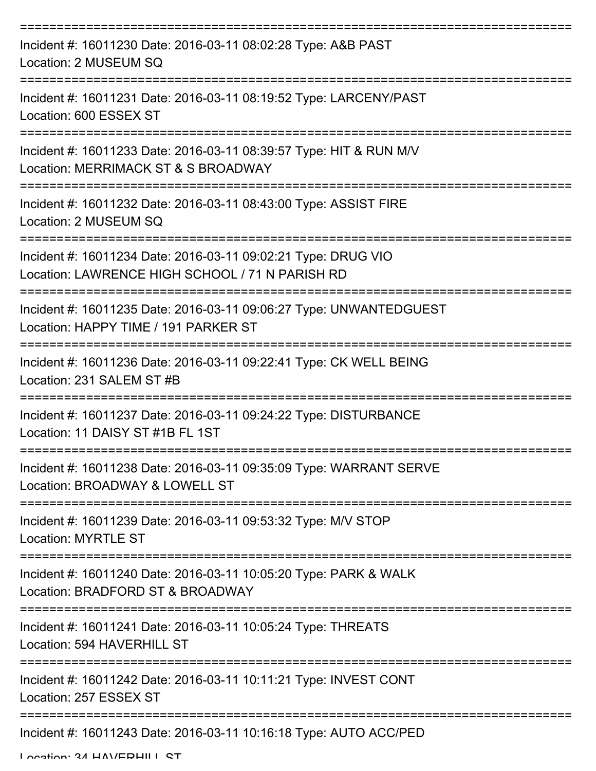===========================================================================

Incident #: 16011230 Date: 2016-03-11 08:02:28 Type: A&B PAST

Location: 2 MUSEUM SQ

===========================================================================

Incident #: 16011231 Date: 2016-03-11 08:19:52 Type: LARCENY/PAST

Location: 600 ESSEX ST

===========================================================================

Incident #: 16011233 Date: 2016-03-11 08:39:57 Type: HIT & RUN M/V

Location: MERRIMACK ST & S BROADWAY

===========================================================================

Incident #: 16011232 Date: 2016-03-11 08:43:00 Type: ASSIST FIRE

Location: 2 MUSEUM SQ

===========================================================================

Incident #: 16011234 Date: 2016-03-11 09:02:21 Type: DRUG VIO

Location: LAWRENCE HIGH SCHOOL / 71 N PARISH RD

===========================================================================

Incident #: 16011235 Date: 2016-03-11 09:06:27 Type: UNWANTEDGUEST

Location: HAPPY TIME / 191 PARKER ST

===========================================================================

Incident #: 16011236 Date: 2016-03-11 09:22:41 Type: CK WELL BEING

Location: 231 SALEM ST #B

===========================================================================

Incident #: 16011237 Date: 2016-03-11 09:24:22 Type: DISTURBANCE

Location: 11 DAISY ST #1B FL 1ST

===========================================================================

Incident #: 16011238 Date: 2016-03-11 09:35:09 Type: WARRANT SERVE

Location: BROADWAY & LOWELL ST

===========================================================================

Incident #: 16011239 Date: 2016-03-11 09:53:32 Type: M/V STOP

Location: MYRTLE ST

===========================================================================

Incident #: 16011240 Date: 2016-03-11 10:05:20 Type: PARK & WALK

Location: BRADFORD ST & BROADWAY

===========================================================================

Incident #: 16011241 Date: 2016-03-11 10:05:24 Type: THREATS

Location: 594 HAVERHILL ST

===========================================================================

Incident #: 16011242 Date: 2016-03-11 10:11:21 Type: INVEST CONT

Location: 257 ESSEX ST

===========================================================================

Incident #: 16011243 Date: 2016-03-11 10:16:18 Type: AUTO ACC/PED

Location: 34 HAVERHILL ST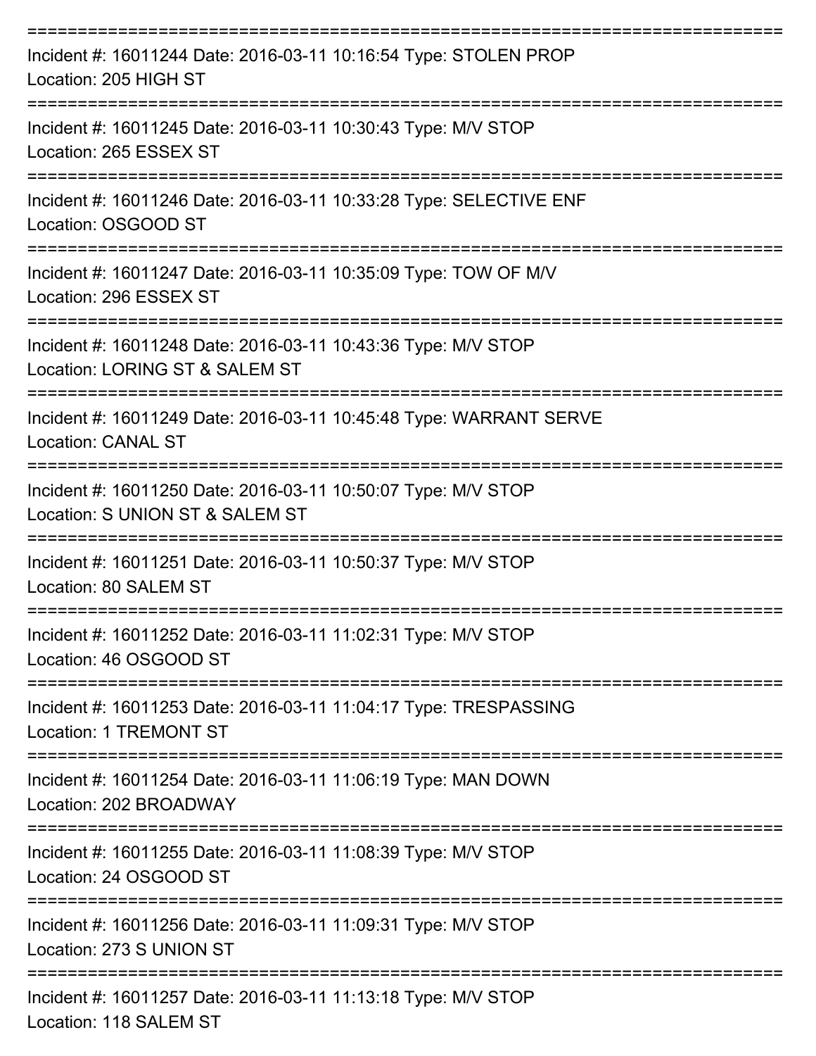===========================================================================
Incident #: 16011244 Date: 2016-03-11 10:16:54 Type: STOLEN PROP
Location: 205 HIGH ST
===========================================================================
Incident #: 16011245 Date: 2016-03-11 10:30:43 Type: M/V STOP
Location: 265 ESSEX ST
===========================================================================
Incident #: 16011246 Date: 2016-03-11 10:33:28 Type: SELECTIVE ENF
Location: OSGOOD ST
===========================================================================
Incident #: 16011247 Date: 2016-03-11 10:35:09 Type: TOW OF M/V
Location: 296 ESSEX ST
===========================================================================
Incident #: 16011248 Date: 2016-03-11 10:43:36 Type: M/V STOP
Location: LORING ST & SALEM ST
===========================================================================
Incident #: 16011249 Date: 2016-03-11 10:45:48 Type: WARRANT SERVE
Location: CANAL ST
===========================================================================
Incident #: 16011250 Date: 2016-03-11 10:50:07 Type: M/V STOP
Location: S UNION ST & SALEM ST
===========================================================================
Incident #: 16011251 Date: 2016-03-11 10:50:37 Type: M/V STOP
Location: 80 SALEM ST
===========================================================================
Incident #: 16011252 Date: 2016-03-11 11:02:31 Type: M/V STOP
Location: 46 OSGOOD ST
===========================================================================
Incident #: 16011253 Date: 2016-03-11 11:04:17 Type: TRESPASSING
Location: 1 TREMONT ST
===========================================================================
Incident #: 16011254 Date: 2016-03-11 11:06:19 Type: MAN DOWN
Location: 202 BROADWAY
===========================================================================
Incident #: 16011255 Date: 2016-03-11 11:08:39 Type: M/V STOP
Location: 24 OSGOOD ST
===========================================================================
Incident #: 16011256 Date: 2016-03-11 11:09:31 Type: M/V STOP
Location: 273 S UNION ST
===========================================================================
Incident #: 16011257 Date: 2016-03-11 11:13:18 Type: M/V STOP
Location: 118 SALEM ST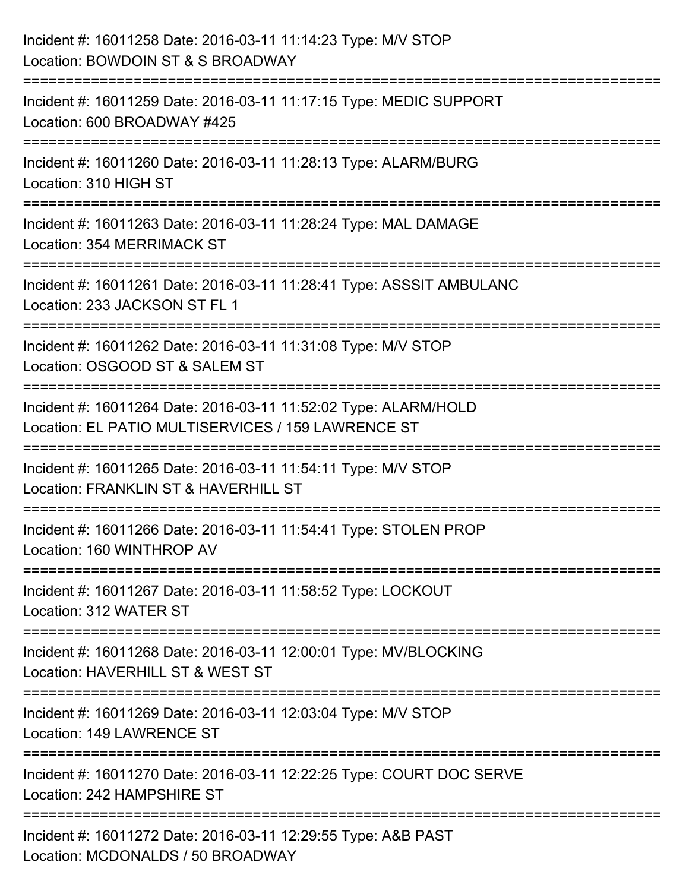Incident #: 16011258 Date: 2016-03-11 11:14:23 Type: M/V STOP
Location: BOWDOIN ST & S BROADWAY

===========================================================================

Incident #: 16011259 Date: 2016-03-11 11:17:15 Type: MEDIC SUPPORT
Location: 600 BROADWAY #425

===========================================================================

Incident #: 16011260 Date: 2016-03-11 11:28:13 Type: ALARM/BURG
Location: 310 HIGH ST

===========================================================================

Incident #: 16011263 Date: 2016-03-11 11:28:24 Type: MAL DAMAGE
Location: 354 MERRIMACK ST

===========================================================================

Incident #: 16011261 Date: 2016-03-11 11:28:41 Type: ASSSIT AMBULANC
Location: 233 JACKSON ST FL 1

===========================================================================

Incident #: 16011262 Date: 2016-03-11 11:31:08 Type: M/V STOP
Location: OSGOOD ST & SALEM ST

===========================================================================

Incident #: 16011264 Date: 2016-03-11 11:52:02 Type: ALARM/HOLD
Location: EL PATIO MULTISERVICES / 159 LAWRENCE ST

===========================================================================

Incident #: 16011265 Date: 2016-03-11 11:54:11 Type: M/V STOP
Location: FRANKLIN ST & HAVERHILL ST

===========================================================================

Incident #: 16011266 Date: 2016-03-11 11:54:41 Type: STOLEN PROP
Location: 160 WINTHROP AV

===========================================================================

Incident #: 16011267 Date: 2016-03-11 11:58:52 Type: LOCKOUT
Location: 312 WATER ST

===========================================================================

Incident #: 16011268 Date: 2016-03-11 12:00:01 Type: MV/BLOCKING
Location: HAVERHILL ST & WEST ST

===========================================================================

Incident #: 16011269 Date: 2016-03-11 12:03:04 Type: M/V STOP
Location: 149 LAWRENCE ST

===========================================================================

Incident #: 16011270 Date: 2016-03-11 12:22:25 Type: COURT DOC SERVE
Location: 242 HAMPSHIRE ST

===========================================================================

Incident #: 16011272 Date: 2016-03-11 12:29:55 Type: A&B PAST
Location: MCDONALDS / 50 BROADWAY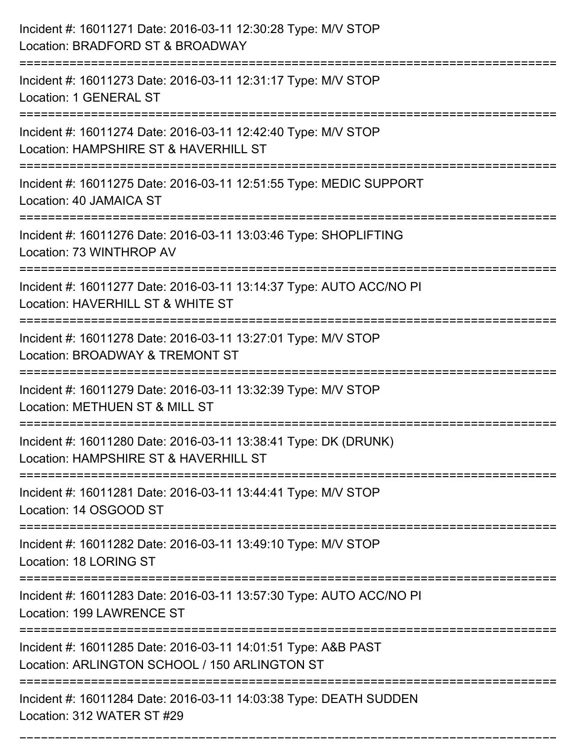Incident #: 16011271 Date: 2016-03-11 12:30:28 Type: M/V STOP
Location: BRADFORD ST & BROADWAY

===========================================================================

Incident #: 16011273 Date: 2016-03-11 12:31:17 Type: M/V STOP
Location: 1 GENERAL ST

===========================================================================

Incident #: 16011274 Date: 2016-03-11 12:42:40 Type: M/V STOP
Location: HAMPSHIRE ST & HAVERHILL ST

===========================================================================

Incident #: 16011275 Date: 2016-03-11 12:51:55 Type: MEDIC SUPPORT
Location: 40 JAMAICA ST

===========================================================================

Incident #: 16011276 Date: 2016-03-11 13:03:46 Type: SHOPLIFTING
Location: 73 WINTHROP AV

===========================================================================

Incident #: 16011277 Date: 2016-03-11 13:14:37 Type: AUTO ACC/NO PI
Location: HAVERHILL ST & WHITE ST

===========================================================================

Incident #: 16011278 Date: 2016-03-11 13:27:01 Type: M/V STOP
Location: BROADWAY & TREMONT ST

===========================================================================

Incident #: 16011279 Date: 2016-03-11 13:32:39 Type: M/V STOP
Location: METHUEN ST & MILL ST

===========================================================================

Incident #: 16011280 Date: 2016-03-11 13:38:41 Type: DK (DRUNK)
Location: HAMPSHIRE ST & HAVERHILL ST

===========================================================================

Incident #: 16011281 Date: 2016-03-11 13:44:41 Type: M/V STOP
Location: 14 OSGOOD ST

===========================================================================

Incident #: 16011282 Date: 2016-03-11 13:49:10 Type: M/V STOP
Location: 18 LORING ST

===========================================================================

Incident #: 16011283 Date: 2016-03-11 13:57:30 Type: AUTO ACC/NO PI
Location: 199 LAWRENCE ST

===========================================================================

Incident #: 16011285 Date: 2016-03-11 14:01:51 Type: A&B PAST
Location: ARLINGTON SCHOOL / 150 ARLINGTON ST

===========================================================================

Incident #: 16011284 Date: 2016-03-11 14:03:38 Type: DEATH SUDDEN
Location: 312 WATER ST #29

===========================================================================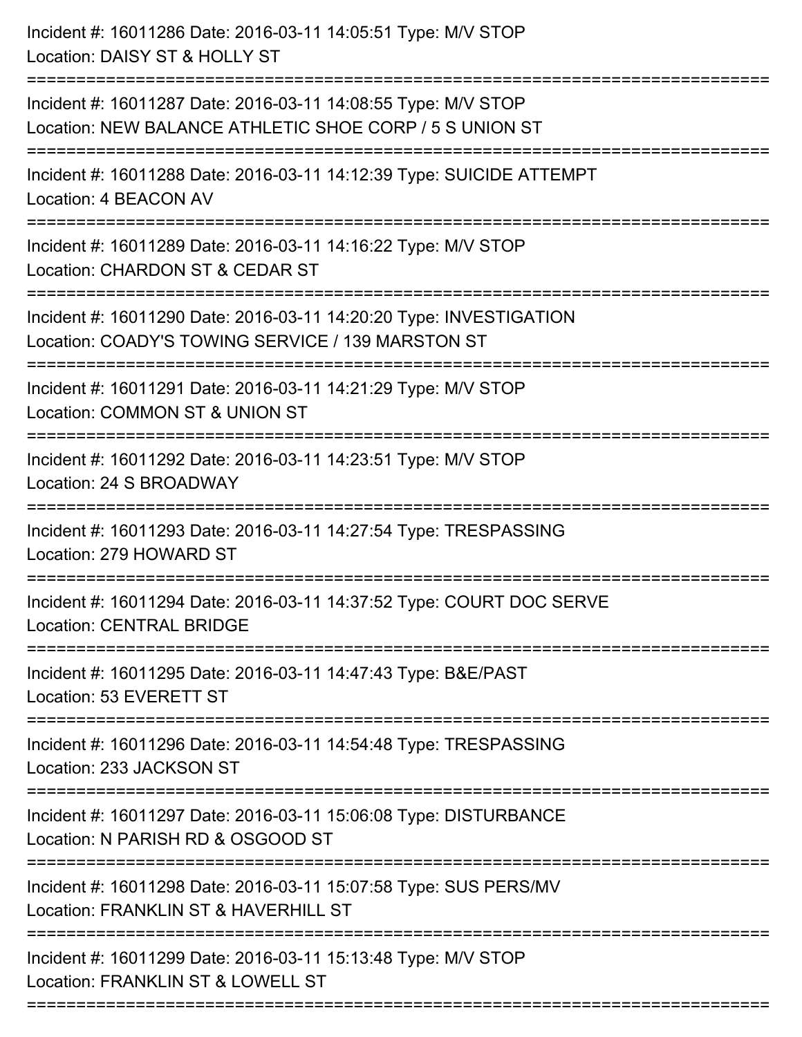Incident #: 16011286 Date: 2016-03-11 14:05:51 Type: M/V STOP
Location: DAISY ST & HOLLY ST

===========================================================================

Incident #: 16011287 Date: 2016-03-11 14:08:55 Type: M/V STOP
Location: NEW BALANCE ATHLETIC SHOE CORP / 5 S UNION ST

===========================================================================

Incident #: 16011288 Date: 2016-03-11 14:12:39 Type: SUICIDE ATTEMPT
Location: 4 BEACON AV

===========================================================================

Incident #: 16011289 Date: 2016-03-11 14:16:22 Type: M/V STOP
Location: CHARDON ST & CEDAR ST

===========================================================================

Incident #: 16011290 Date: 2016-03-11 14:20:20 Type: INVESTIGATION
Location: COADY'S TOWING SERVICE / 139 MARSTON ST

===========================================================================

Incident #: 16011291 Date: 2016-03-11 14:21:29 Type: M/V STOP
Location: COMMON ST & UNION ST

===========================================================================

Incident #: 16011292 Date: 2016-03-11 14:23:51 Type: M/V STOP
Location: 24 S BROADWAY

===========================================================================

Incident #: 16011293 Date: 2016-03-11 14:27:54 Type: TRESPASSING
Location: 279 HOWARD ST

===========================================================================

Incident #: 16011294 Date: 2016-03-11 14:37:52 Type: COURT DOC SERVE
Location: CENTRAL BRIDGE

===========================================================================

Incident #: 16011295 Date: 2016-03-11 14:47:43 Type: B&E/PAST
Location: 53 EVERETT ST

===========================================================================

Incident #: 16011296 Date: 2016-03-11 14:54:48 Type: TRESPASSING
Location: 233 JACKSON ST

===========================================================================

Incident #: 16011297 Date: 2016-03-11 15:06:08 Type: DISTURBANCE
Location: N PARISH RD & OSGOOD ST

===========================================================================

Incident #: 16011298 Date: 2016-03-11 15:07:58 Type: SUS PERS/MV
Location: FRANKLIN ST & HAVERHILL ST

===========================================================================

Incident #: 16011299 Date: 2016-03-11 15:13:48 Type: M/V STOP
Location: FRANKLIN ST & LOWELL ST

===========================================================================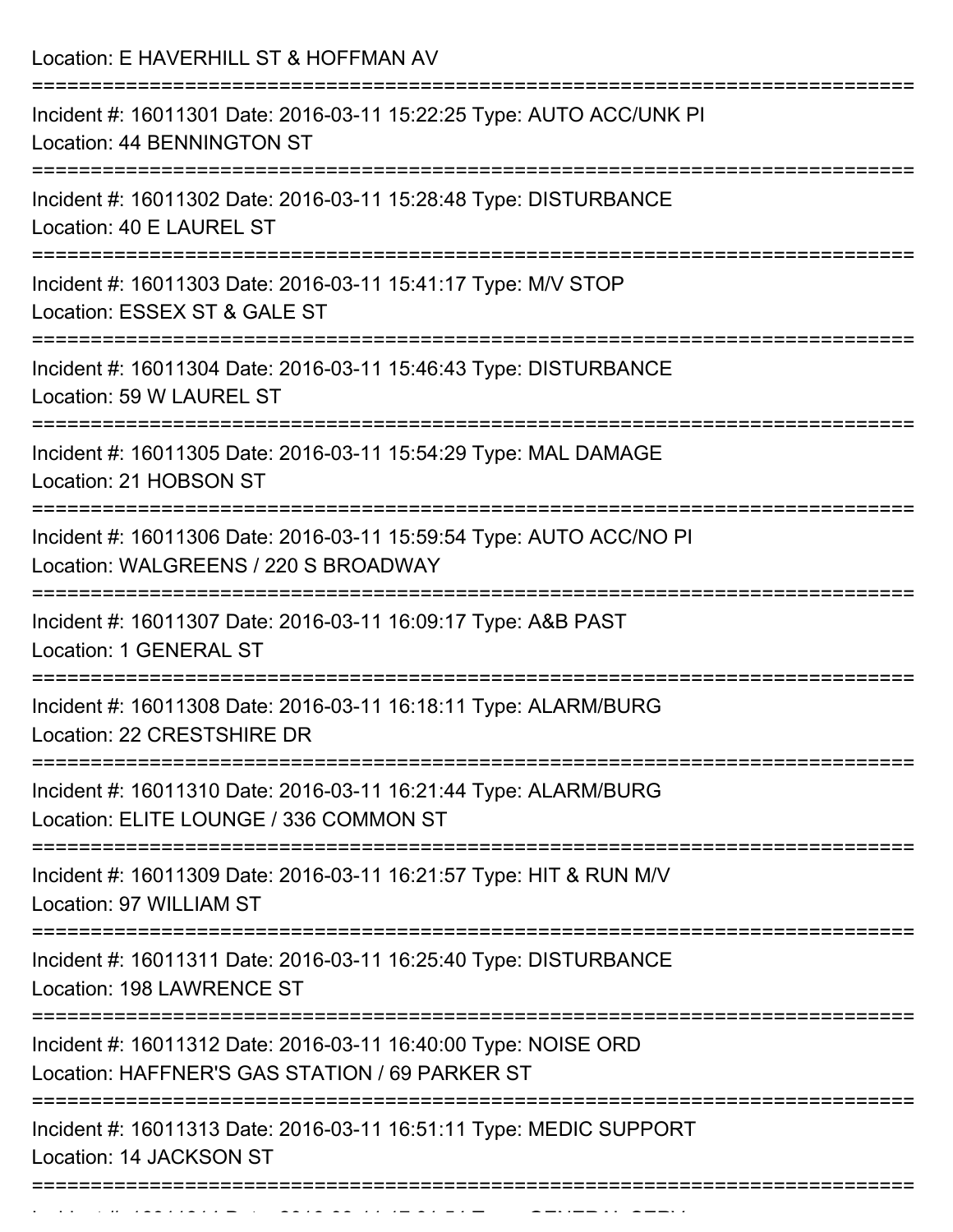Location: E HAVERHILL ST & HOFFMAN AV

===========================================================================

Incident #: 16011301 Date: 2016-03-11 15:22:25 Type: AUTO ACC/UNK PI
Location: 44 BENNINGTON ST

===========================================================================

Incident #: 16011302 Date: 2016-03-11 15:28:48 Type: DISTURBANCE
Location: 40 E LAUREL ST

===========================================================================

Incident #: 16011303 Date: 2016-03-11 15:41:17 Type: M/V STOP
Location: ESSEX ST & GALE ST

===========================================================================

Incident #: 16011304 Date: 2016-03-11 15:46:43 Type: DISTURBANCE
Location: 59 W LAUREL ST

===========================================================================

Incident #: 16011305 Date: 2016-03-11 15:54:29 Type: MAL DAMAGE
Location: 21 HOBSON ST

===========================================================================

Incident #: 16011306 Date: 2016-03-11 15:59:54 Type: AUTO ACC/NO PI
Location: WALGREENS / 220 S BROADWAY

===========================================================================

Incident #: 16011307 Date: 2016-03-11 16:09:17 Type: A&B PAST
Location: 1 GENERAL ST

===========================================================================

Incident #: 16011308 Date: 2016-03-11 16:18:11 Type: ALARM/BURG
Location: 22 CRESTSHIRE DR

===========================================================================

Incident #: 16011310 Date: 2016-03-11 16:21:44 Type: ALARM/BURG
Location: ELITE LOUNGE / 336 COMMON ST

===========================================================================

Incident #: 16011309 Date: 2016-03-11 16:21:57 Type: HIT & RUN M/V
Location: 97 WILLIAM ST

===========================================================================

Incident #: 16011311 Date: 2016-03-11 16:25:40 Type: DISTURBANCE
Location: 198 LAWRENCE ST

===========================================================================

Incident #: 16011312 Date: 2016-03-11 16:40:00 Type: NOISE ORD
Location: HAFFNER'S GAS STATION / 69 PARKER ST

===========================================================================

Incident #: 16011313 Date: 2016-03-11 16:51:11 Type: MEDIC SUPPORT
Location: 14 JACKSON ST

===========================================================================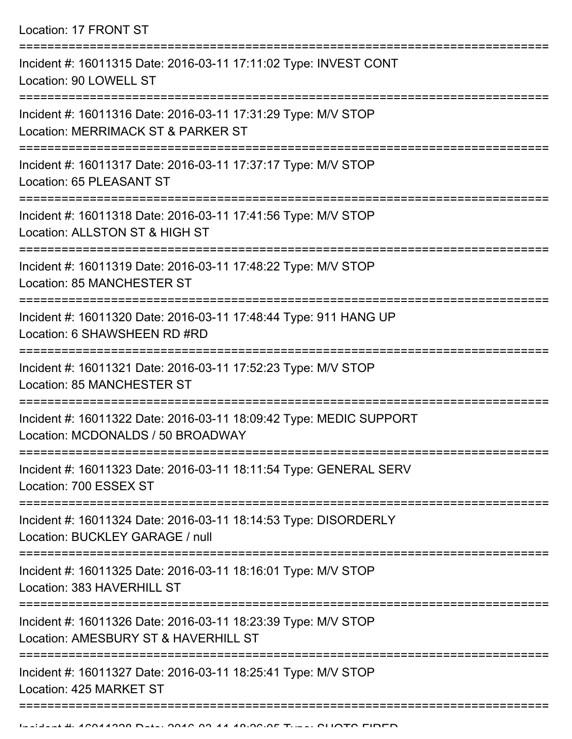Location: 17 FRONT ST

===========================================================================

Incident #: 16011315 Date: 2016-03-11 17:11:02 Type: INVEST CONT
Location: 90 LOWELL ST

===========================================================================

Incident #: 16011316 Date: 2016-03-11 17:31:29 Type: M/V STOP
Location: MERRIMACK ST & PARKER ST

===========================================================================

Incident #: 16011317 Date: 2016-03-11 17:37:17 Type: M/V STOP
Location: 65 PLEASANT ST

===========================================================================

Incident #: 16011318 Date: 2016-03-11 17:41:56 Type: M/V STOP
Location: ALLSTON ST & HIGH ST

===========================================================================

Incident #: 16011319 Date: 2016-03-11 17:48:22 Type: M/V STOP
Location: 85 MANCHESTER ST

===========================================================================

Incident #: 16011320 Date: 2016-03-11 17:48:44 Type: 911 HANG UP
Location: 6 SHAWSHEEN RD #RD

===========================================================================

Incident #: 16011321 Date: 2016-03-11 17:52:23 Type: M/V STOP
Location: 85 MANCHESTER ST

===========================================================================

Incident #: 16011322 Date: 2016-03-11 18:09:42 Type: MEDIC SUPPORT
Location: MCDONALDS / 50 BROADWAY

===========================================================================

Incident #: 16011323 Date: 2016-03-11 18:11:54 Type: GENERAL SERV
Location: 700 ESSEX ST

===========================================================================

Incident #: 16011324 Date: 2016-03-11 18:14:53 Type: DISORDERLY
Location: BUCKLEY GARAGE / null

===========================================================================

Incident #: 16011325 Date: 2016-03-11 18:16:01 Type: M/V STOP
Location: 383 HAVERHILL ST

===========================================================================

Incident #: 16011326 Date: 2016-03-11 18:23:39 Type: M/V STOP
Location: AMESBURY ST & HAVERHILL ST

===========================================================================

Incident #: 16011327 Date: 2016-03-11 18:25:41 Type: M/V STOP
Location: 425 MARKET ST

===========================================================================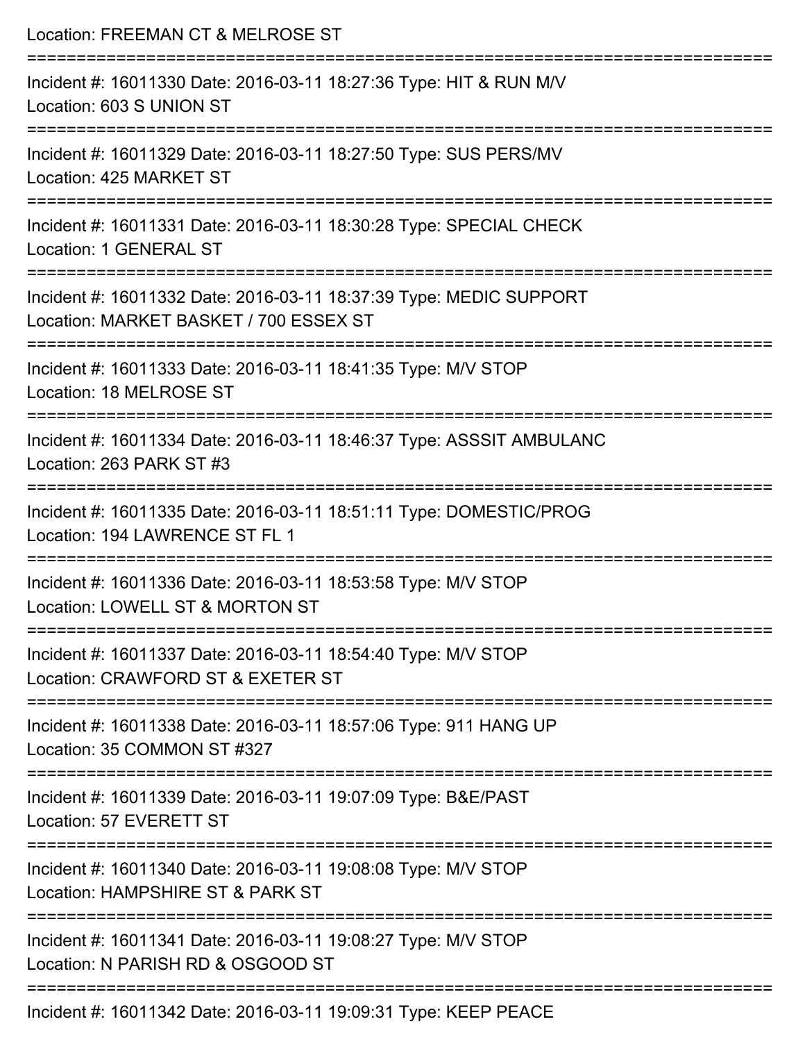Location: FREEMAN CT & MELROSE ST

===========================================================================

Incident #: 16011330 Date: 2016-03-11 18:27:36 Type: HIT & RUN M/V
Location: 603 S UNION ST

===========================================================================

Incident #: 16011329 Date: 2016-03-11 18:27:50 Type: SUS PERS/MV
Location: 425 MARKET ST

===========================================================================

Incident #: 16011331 Date: 2016-03-11 18:30:28 Type: SPECIAL CHECK
Location: 1 GENERAL ST

===========================================================================

Incident #: 16011332 Date: 2016-03-11 18:37:39 Type: MEDIC SUPPORT
Location: MARKET BASKET / 700 ESSEX ST

===========================================================================

Incident #: 16011333 Date: 2016-03-11 18:41:35 Type: M/V STOP
Location: 18 MELROSE ST

===========================================================================

Incident #: 16011334 Date: 2016-03-11 18:46:37 Type: ASSSIT AMBULANC
Location: 263 PARK ST #3

===========================================================================

Incident #: 16011335 Date: 2016-03-11 18:51:11 Type: DOMESTIC/PROG
Location: 194 LAWRENCE ST FL 1

===========================================================================

Incident #: 16011336 Date: 2016-03-11 18:53:58 Type: M/V STOP
Location: LOWELL ST & MORTON ST

===========================================================================

Incident #: 16011337 Date: 2016-03-11 18:54:40 Type: M/V STOP
Location: CRAWFORD ST & EXETER ST

===========================================================================

Incident #: 16011338 Date: 2016-03-11 18:57:06 Type: 911 HANG UP
Location: 35 COMMON ST #327

===========================================================================

Incident #: 16011339 Date: 2016-03-11 19:07:09 Type: B&E/PAST
Location: 57 EVERETT ST

===========================================================================

Incident #: 16011340 Date: 2016-03-11 19:08:08 Type: M/V STOP
Location: HAMPSHIRE ST & PARK ST

===========================================================================

Incident #: 16011341 Date: 2016-03-11 19:08:27 Type: M/V STOP
Location: N PARISH RD & OSGOOD ST

===========================================================================

Incident #: 16011342 Date: 2016-03-11 19:09:31 Type: KEEP PEACE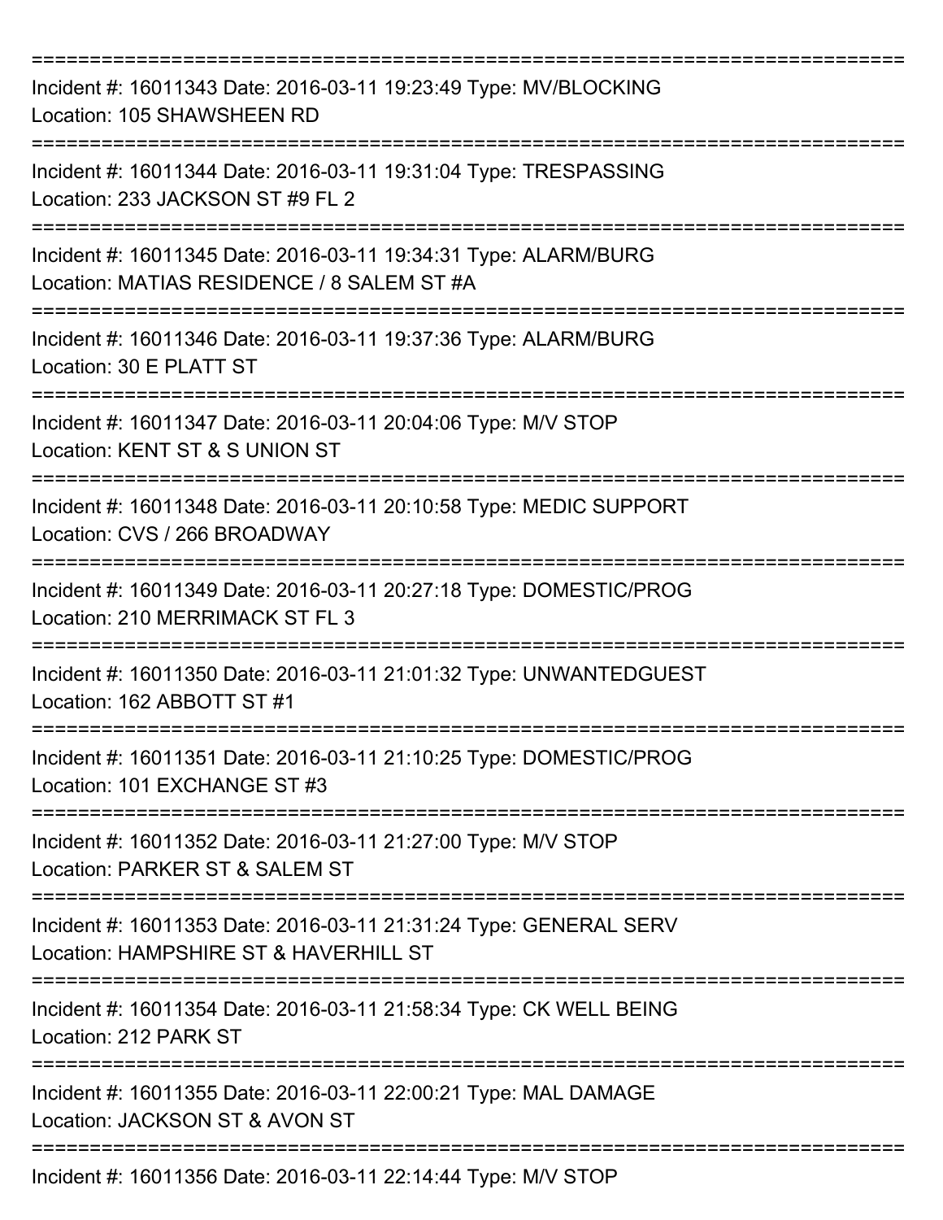===========================================================================

Incident #: 16011343 Date: 2016-03-11 19:23:49 Type: MV/BLOCKING
Location: 105 SHAWSHEEN RD

===========================================================================

Incident #: 16011344 Date: 2016-03-11 19:31:04 Type: TRESPASSING
Location: 233 JACKSON ST #9 FL 2

===========================================================================

Incident #: 16011345 Date: 2016-03-11 19:34:31 Type: ALARM/BURG
Location: MATIAS RESIDENCE / 8 SALEM ST #A

===========================================================================

Incident #: 16011346 Date: 2016-03-11 19:37:36 Type: ALARM/BURG
Location: 30 E PLATT ST

===========================================================================

Incident #: 16011347 Date: 2016-03-11 20:04:06 Type: M/V STOP
Location: KENT ST & S UNION ST

===========================================================================

Incident #: 16011348 Date: 2016-03-11 20:10:58 Type: MEDIC SUPPORT
Location: CVS / 266 BROADWAY

===========================================================================

Incident #: 16011349 Date: 2016-03-11 20:27:18 Type: DOMESTIC/PROG
Location: 210 MERRIMACK ST FL 3

===========================================================================

Incident #: 16011350 Date: 2016-03-11 21:01:32 Type: UNWANTEDGUEST
Location: 162 ABBOTT ST #1

===========================================================================

Incident #: 16011351 Date: 2016-03-11 21:10:25 Type: DOMESTIC/PROG
Location: 101 EXCHANGE ST #3

===========================================================================

Incident #: 16011352 Date: 2016-03-11 21:27:00 Type: M/V STOP
Location: PARKER ST & SALEM ST

===========================================================================

Incident #: 16011353 Date: 2016-03-11 21:31:24 Type: GENERAL SERV
Location: HAMPSHIRE ST & HAVERHILL ST

===========================================================================

Incident #: 16011354 Date: 2016-03-11 21:58:34 Type: CK WELL BEING
Location: 212 PARK ST

===========================================================================

Incident #: 16011355 Date: 2016-03-11 22:00:21 Type: MAL DAMAGE
Location: JACKSON ST & AVON ST

===========================================================================

Incident #: 16011356 Date: 2016-03-11 22:14:44 Type: M/V STOP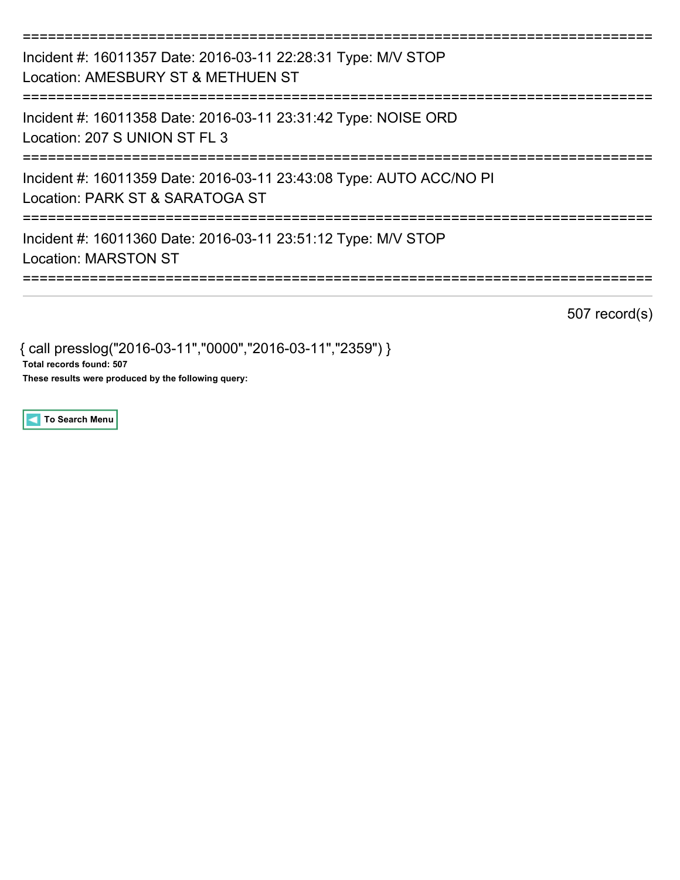===========================================================================

Incident #: 16011357 Date: 2016-03-11 22:28:31 Type: M/V STOP
Location: AMESBURY ST & METHUEN ST

===========================================================================

Incident #: 16011358 Date: 2016-03-11 23:31:42 Type: NOISE ORD
Location: 207 S UNION ST FL 3

===========================================================================

Incident #: 16011359 Date: 2016-03-11 23:43:08 Type: AUTO ACC/NO PI
Location: PARK ST & SARATOGA ST

===========================================================================

Incident #: 16011360 Date: 2016-03-11 23:51:12 Type: M/V STOP
Location: MARSTON ST

===========================================================================

---

507 record(s)

{ call presslog("2016-03-11","0000","2016-03-11","2359") }

**Total records found: 507**

**These results were produced by the following query:**

**To Search Menu**